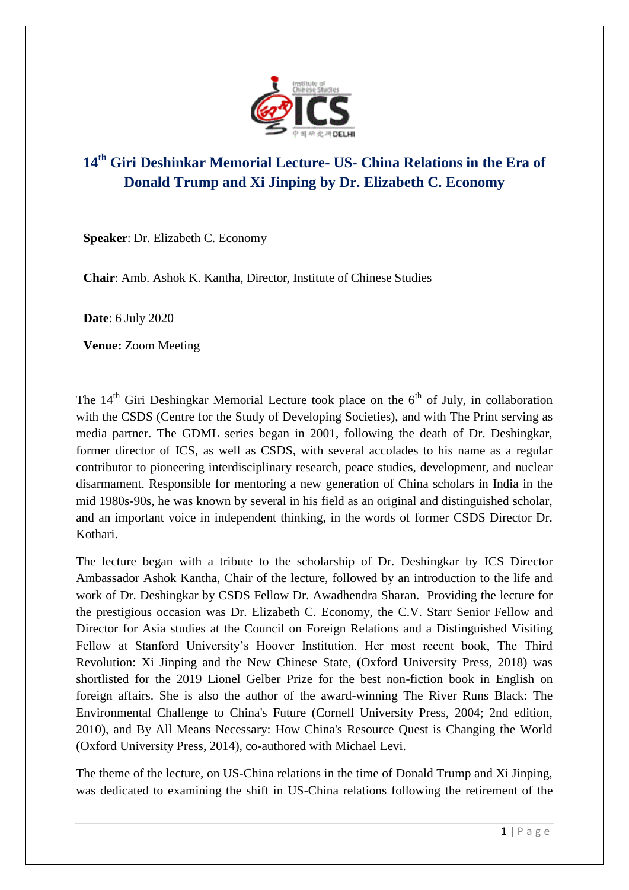# 14th Giri Deshinkar Memorial Lecture- US- China Relations in the Era of Donald Trump and Xi Jinping by Dr. Elizabeth C. Economy

**Speaker**: Dr. Elizabeth C. Economy

**Chair**: Amb. Ashok K. Kantha, Director, Institute of Chinese Studies

**Date**: 6 July 2020

**Venue:** Zoom Meeting

The 14th Giri Deshingkar Memorial Lecture took place on the 6th of July, in collaboration with the CSDS (Centre for the Study of Developing Societies), and with The Print serving as media partner. The GDML series began in 2001, following the death of Dr. Deshingkar, former director of ICS, as well as CSDS, with several accolades to his name as a regular contributor to pioneering interdisciplinary research, peace studies, development, and nuclear disarmament. Responsible for mentoring a new generation of China scholars in India in the mid 1980s-90s, he was known by several in his field as an original and distinguished scholar, and an important voice in independent thinking, in the words of former CSDS Director Dr. Kothari.

The lecture began with a tribute to the scholarship of Dr. Deshingkar by ICS Director Ambassador Ashok Kantha, Chair of the lecture, followed by an introduction to the life and work of Dr. Deshingkar by CSDS Fellow Dr. Awadhendra Sharan. Providing the lecture for the prestigious occasion was Dr. Elizabeth C. Economy, the C.V. Starr Senior Fellow and Director for Asia studies at the Council on Foreign Relations and a Distinguished Visiting Fellow at Stanford University's Hoover Institution. Her most recent book, The Third Revolution: Xi Jinping and the New Chinese State, (Oxford University Press, 2018) was shortlisted for the 2019 Lionel Gelber Prize for the best non-fiction book in English on foreign affairs. She is also the author of the award-winning The River Runs Black: The Environmental Challenge to China's Future (Cornell University Press, 2004; 2nd edition, 2010), and By All Means Necessary: How China's Resource Quest is Changing the World (Oxford University Press, 2014), co-authored with Michael Levi.

The theme of the lecture, on US-China relations in the time of Donald Trump and Xi Jinping, was dedicated to examining the shift in US-China relations following the retirement of the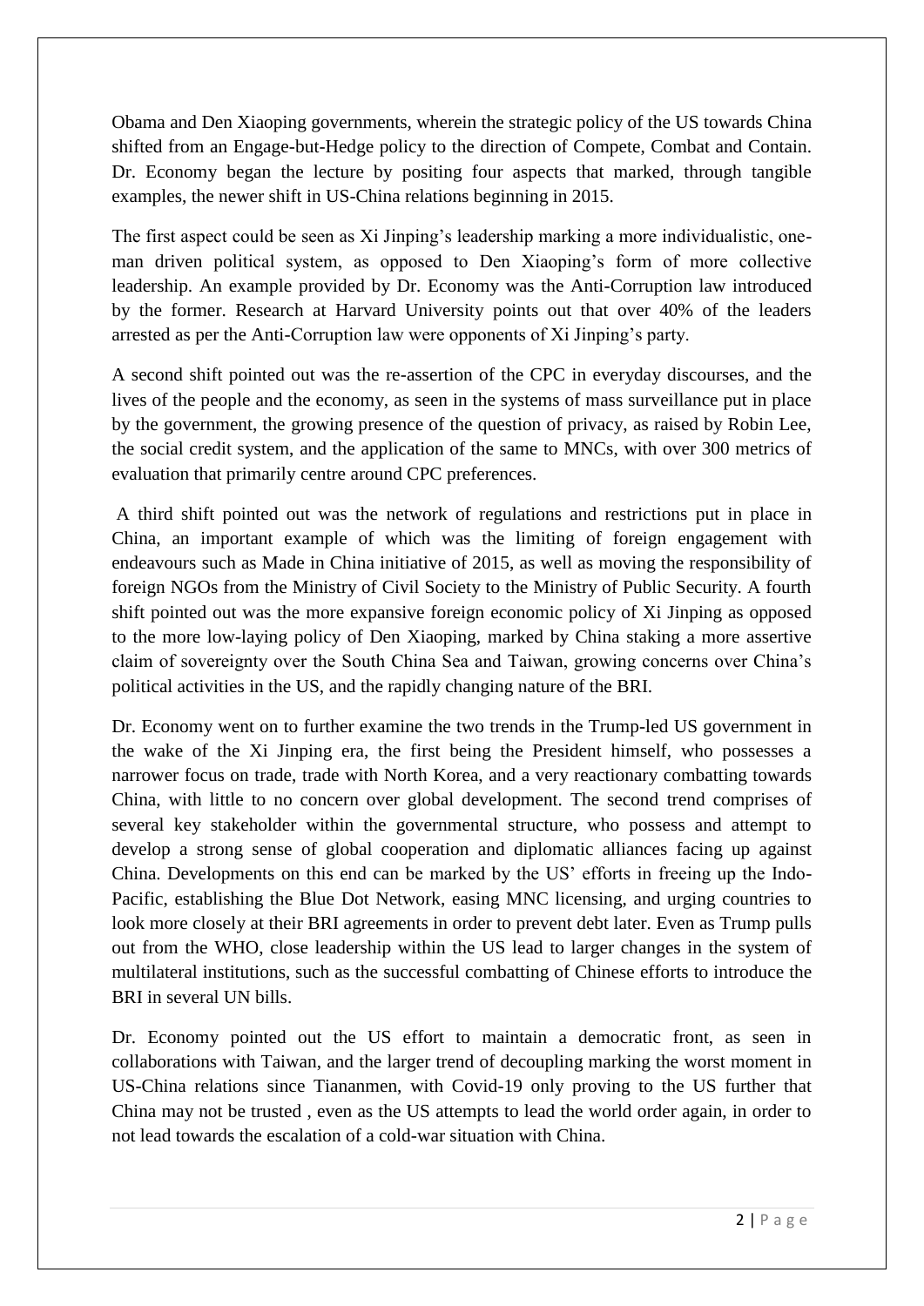Obama and Den Xiaoping governments, wherein the strategic policy of the US towards China shifted from an Engage-but-Hedge policy to the direction of Compete, Combat and Contain. Dr. Economy began the lecture by positing four aspects that marked, through tangible examples, the newer shift in US-China relations beginning in 2015.

The first aspect could be seen as Xi Jinping's leadership marking a more individualistic, one-man driven political system, as opposed to Den Xiaoping's form of more collective leadership. An example provided by Dr. Economy was the Anti-Corruption law introduced by the former. Research at Harvard University points out that over 40% of the leaders arrested as per the Anti-Corruption law were opponents of Xi Jinping's party.

A second shift pointed out was the re-assertion of the CPC in everyday discourses, and the lives of the people and the economy, as seen in the systems of mass surveillance put in place by the government, the growing presence of the question of privacy, as raised by Robin Lee, the social credit system, and the application of the same to MNCs, with over 300 metrics of evaluation that primarily centre around CPC preferences.

A third shift pointed out was the network of regulations and restrictions put in place in China, an important example of which was the limiting of foreign engagement with endeavours such as Made in China initiative of 2015, as well as moving the responsibility of foreign NGOs from the Ministry of Civil Society to the Ministry of Public Security. A fourth shift pointed out was the more expansive foreign economic policy of Xi Jinping as opposed to the more low-laying policy of Den Xiaoping, marked by China staking a more assertive claim of sovereignty over the South China Sea and Taiwan, growing concerns over China's political activities in the US, and the rapidly changing nature of the BRI.

Dr. Economy went on to further examine the two trends in the Trump-led US government in the wake of the Xi Jinping era, the first being the President himself, who possesses a narrower focus on trade, trade with North Korea, and a very reactionary combatting towards China, with little to no concern over global development. The second trend comprises of several key stakeholder within the governmental structure, who possess and attempt to develop a strong sense of global cooperation and diplomatic alliances facing up against China. Developments on this end can be marked by the US' efforts in freeing up the Indo-Pacific, establishing the Blue Dot Network, easing MNC licensing, and urging countries to look more closely at their BRI agreements in order to prevent debt later. Even as Trump pulls out from the WHO, close leadership within the US lead to larger changes in the system of multilateral institutions, such as the successful combatting of Chinese efforts to introduce the BRI in several UN bills.

Dr. Economy pointed out the US effort to maintain a democratic front, as seen in collaborations with Taiwan, and the larger trend of decoupling marking the worst moment in US-China relations since Tiananmen, with Covid-19 only proving to the US further that China may not be trusted , even as the US attempts to lead the world order again, in order to not lead towards the escalation of a cold-war situation with China.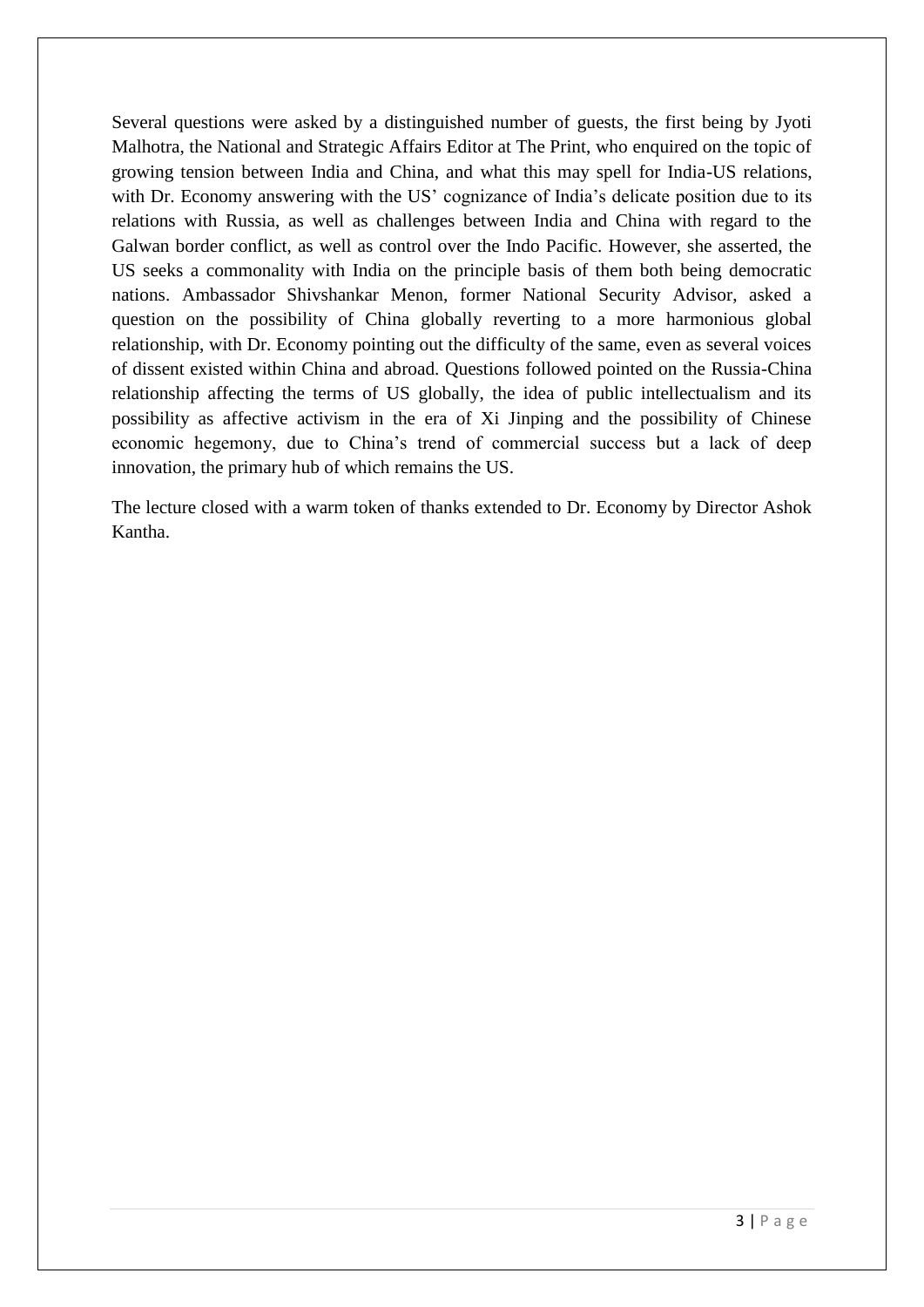Several questions were asked by a distinguished number of guests, the first being by Jyoti Malhotra, the National and Strategic Affairs Editor at The Print, who enquired on the topic of growing tension between India and China, and what this may spell for India-US relations, with Dr. Economy answering with the US' cognizance of India's delicate position due to its relations with Russia, as well as challenges between India and China with regard to the Galwan border conflict, as well as control over the Indo Pacific. However, she asserted, the US seeks a commonality with India on the principle basis of them both being democratic nations. Ambassador Shivshankar Menon, former National Security Advisor, asked a question on the possibility of China globally reverting to a more harmonious global relationship, with Dr. Economy pointing out the difficulty of the same, even as several voices of dissent existed within China and abroad. Questions followed pointed on the Russia-China relationship affecting the terms of US globally, the idea of public intellectualism and its possibility as affective activism in the era of Xi Jinping and the possibility of Chinese economic hegemony, due to China's trend of commercial success but a lack of deep innovation, the primary hub of which remains the US.

The lecture closed with a warm token of thanks extended to Dr. Economy by Director Ashok Kantha.